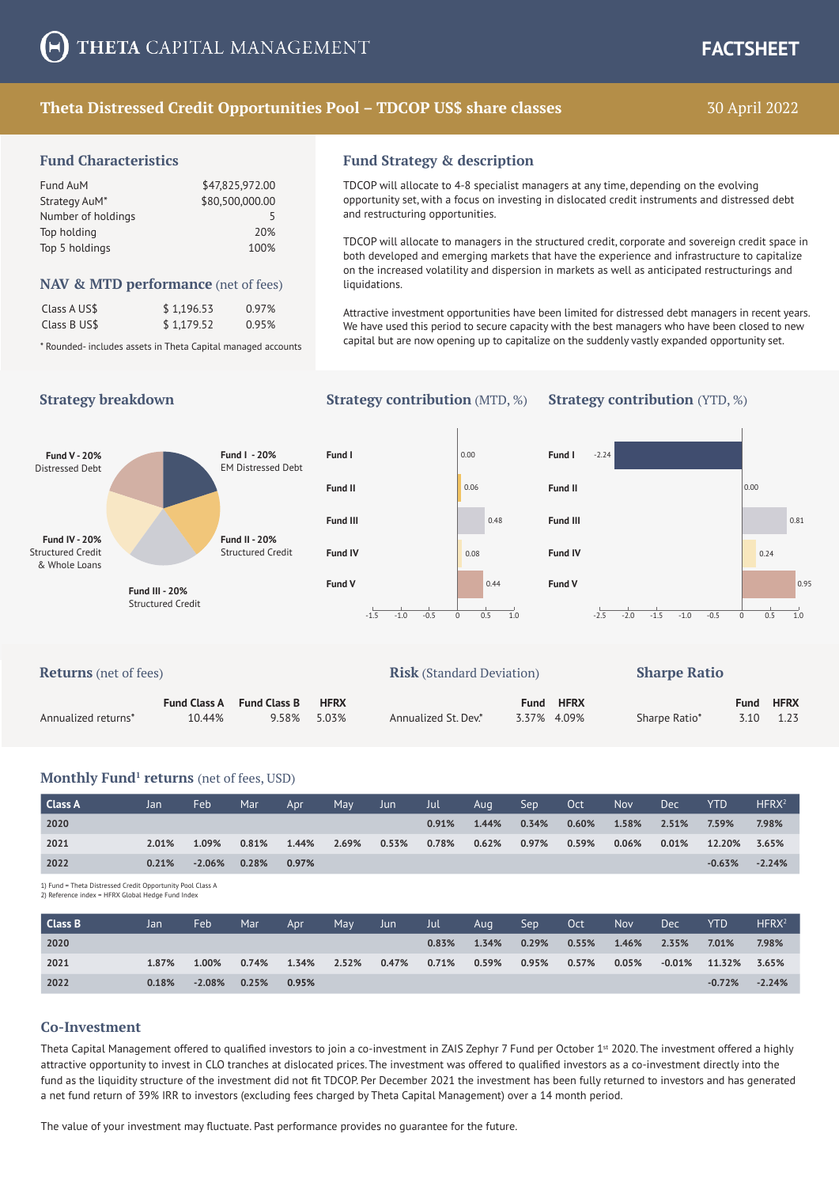# THETA CAPITAL MANAGEMENT

**FACTSHEET**

## Theta Distressed Credit Opportunities Pool – TDCOP US$ share classes

30 April 2022

### Fund Characteristics

| | |
|---|---|
| Fund AuM | $47,825,972.00 |
| Strategy AuM* | $80,500,000.00 |
| Number of holdings | 5 |
| Top holding | 20% |
| Top 5 holdings | 100% |

### NAV & MTD performance (net of fees)

| | | |
|---|---|---|
| Class A US$ | $ 1,196.53 | 0.97% |
| Class B US$ | $ 1,179.52 | 0.95% |

\* Rounded- includes assets in Theta Capital managed accounts

### Fund Strategy & description

TDCOP will allocate to 4-8 specialist managers at any time, depending on the evolving opportunity set, with a focus on investing in dislocated credit instruments and distressed debt and restructuring opportunities.

TDCOP will allocate to managers in the structured credit, corporate and sovereign credit space in both developed and emerging markets that have the experience and infrastructure to capitalize on the increased volatility and dispersion in markets as well as anticipated restructurings and liquidations.

Attractive investment opportunities have been limited for distressed debt managers in recent years. We have used this period to secure capacity with the best managers who have been closed to new capital but are now opening up to capitalize on the suddenly vastly expanded opportunity set.

### Strategy breakdown

- Fund I - 20% EM Distressed Debt
- Fund II - 20% Structured Credit
- Fund III - 20% Structured Credit
- Fund IV - 20% Structured Credit & Whole Loans
- Fund V - 20% Distressed Debt

### Strategy contribution (MTD, %)

| Fund | MTD |
|---|---|
| Fund I | 0.00 |
| Fund II | 0.06 |
| Fund III | 0.48 |
| Fund IV | 0.08 |
| Fund V | 0.44 |

### Strategy contribution (YTD, %)

| Fund | YTD |
|---|---|
| Fund I | -2.24 |
| Fund II | 0.00 |
| Fund III | 0.81 |
| Fund IV | 0.24 |
| Fund V | 0.95 |

### Returns (net of fees)

| | Fund Class A | Fund Class B | HFRX |
|---|---|---|---|
| Annualized returns* | 10.44% | 9.58% | 5.03% |

### Risk (Standard Deviation)

| | Fund | HFRX |
|---|---|---|
| Annualized St. Dev.* | 3.37% | 4.09% |

### Sharpe Ratio

| | Fund | HFRX |
|---|---|---|
| Sharpe Ratio* | 3.10 | 1.23 |

### Monthly Fund[1] returns (net of fees, USD)

| Class A | Jan | Feb | Mar | Apr | May | Jun | Jul | Aug | Sep | Oct | Nov | Dec | YTD | HFRX[2] |
|---|---|---|---|---|---|---|---|---|---|---|---|---|---|---|
| 2020 | | | | | | | 0.91% | 1.44% | 0.34% | 0.60% | 1.58% | 2.51% | 7.59% | 7.98% |
| 2021 | 2.01% | 1.09% | 0.81% | 1.44% | 2.69% | 0.53% | 0.78% | 0.62% | 0.97% | 0.59% | 0.06% | 0.01% | 12.20% | 3.65% |
| 2022 | 0.21% | -2.06% | 0.28% | 0.97% | | | | | | | | | -0.63% | -2.24% |

1) Fund = Theta Distressed Credit Opportunity Pool Class A
2) Reference index = HFRX Global Hedge Fund Index

| Class B | Jan | Feb | Mar | Apr | May | Jun | Jul | Aug | Sep | Oct | Nov | Dec | YTD | HFRX[2] |
|---|---|---|---|---|---|---|---|---|---|---|---|---|---|---|
| 2020 | | | | | | | 0.83% | 1.34% | 0.29% | 0.55% | 1.46% | 2.35% | 7.01% | 7.98% |
| 2021 | 1.87% | 1.00% | 0.74% | 1.34% | 2.52% | 0.47% | 0.71% | 0.59% | 0.95% | 0.57% | 0.05% | -0.01% | 11.32% | 3.65% |
| 2022 | 0.18% | -2.08% | 0.25% | 0.95% | | | | | | | | | -0.72% | -2.24% |

### Co-Investment

Theta Capital Management offered to qualified investors to join a co-investment in ZAIS Zephyr 7 Fund per October 1st 2020. The investment offered a highly attractive opportunity to invest in CLO tranches at dislocated prices. The investment was offered to qualified investors as a co-investment directly into the fund as the liquidity structure of the investment did not fit TDCOP. Per December 2021 the investment has been fully returned to investors and has generated a net fund return of 39% IRR to investors (excluding fees charged by Theta Capital Management) over a 14 month period.

The value of your investment may fluctuate. Past performance provides no guarantee for the future.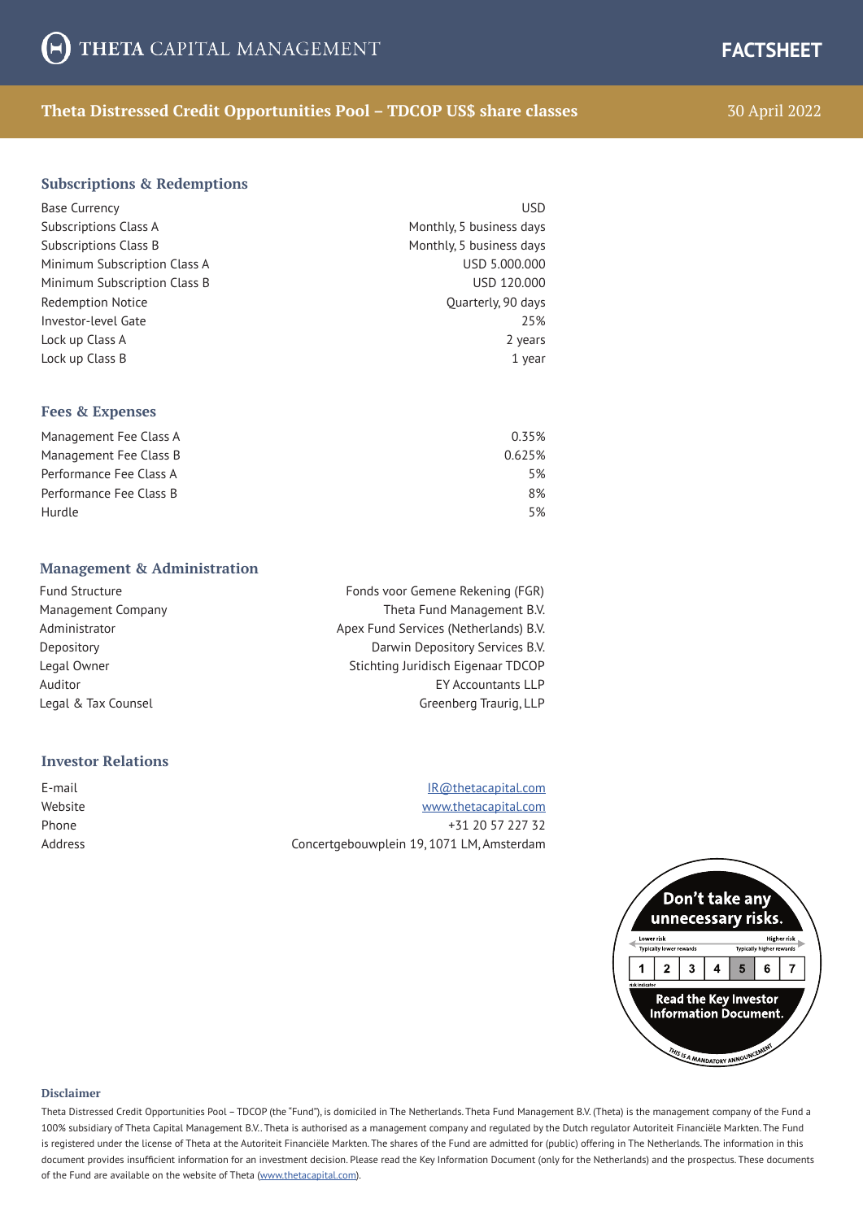# THETA CAPITAL MANAGEMENT

**FACTSHEET**

## Theta Distressed Credit Opportunities Pool – TDCOP US$ share classes

30 April 2022

### Subscriptions & Redemptions

| | |
|---|---|
| Base Currency | USD |
| Subscriptions Class A | Monthly, 5 business days |
| Subscriptions Class B | Monthly, 5 business days |
| Minimum Subscription Class A | USD 5.000.000 |
| Minimum Subscription Class B | USD 120.000 |
| Redemption Notice | Quarterly, 90 days |
| Investor-level Gate | 25% |
| Lock up Class A | 2 years |
| Lock up Class B | 1 year |

### Fees & Expenses

| | |
|---|---|
| Management Fee Class A | 0.35% |
| Management Fee Class B | 0.625% |
| Performance Fee Class A | 5% |
| Performance Fee Class B | 8% |
| Hurdle | 5% |

### Management & Administration

| | |
|---|---|
| Fund Structure | Fonds voor Gemene Rekening (FGR) |
| Management Company | Theta Fund Management B.V. |
| Administrator | Apex Fund Services (Netherlands) B.V. |
| Depository | Darwin Depository Services B.V. |
| Legal Owner | Stichting Juridisch Eigenaar TDCOP |
| Auditor | EY Accountants LLP |
| Legal & Tax Counsel | Greenberg Traurig, LLP |

### Investor Relations

| | |
|---|---|
| E-mail | IR@thetacapital.com |
| Website | www.thetacapital.com |
| Phone | +31 20 57 227 32 |
| Address | Concertgebouwplein 19, 1071 LM, Amsterdam |

Don't take any unnecessary risks.

Lower risk — Higher risk
Typically lower rewards — Typically higher rewards
1 2 3 4 5 6 7
risk indicator

Read the Key Investor Information Document.

THIS IS A MANDATORY ANNOUNCEMENT

### Disclaimer

Theta Distressed Credit Opportunities Pool – TDCOP (the "Fund"), is domiciled in The Netherlands. Theta Fund Management B.V. (Theta) is the management company of the Fund a 100% subsidiary of Theta Capital Management B.V.. Theta is authorised as a management company and regulated by the Dutch regulator Autoriteit Financiële Markten. The Fund is registered under the license of Theta at the Autoriteit Financiële Markten. The shares of the Fund are admitted for (public) offering in The Netherlands. The information in this document provides insufficient information for an investment decision. Please read the Key Information Document (only for the Netherlands) and the prospectus. These documents of the Fund are available on the website of Theta (www.thetacapital.com).